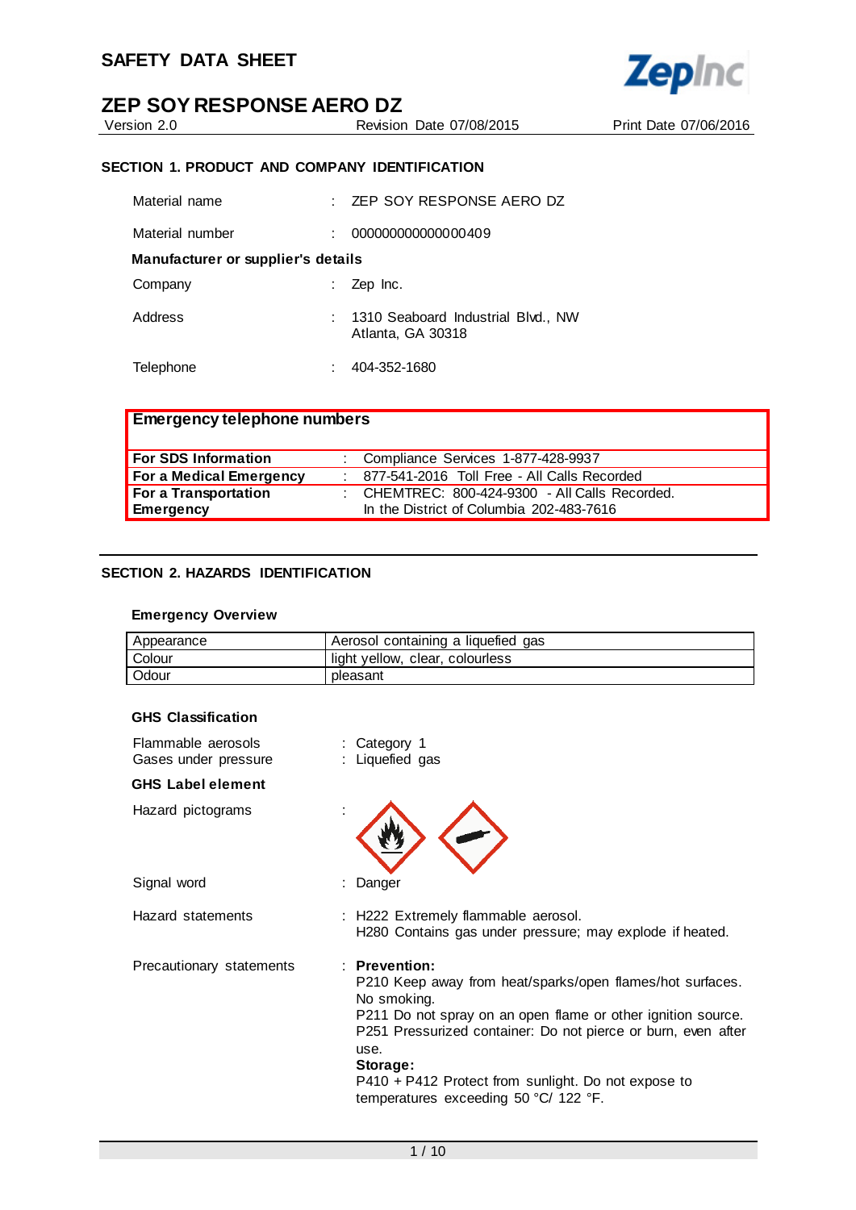# SAFETY DATA SHEET

## ZEP SOY RESPONSE AERO DZ

Version 2.0 | Revision Date 07/08/2015 | Print Date 07/06/2016

### SECTION 1. PRODUCT AND COMPANY IDENTIFICATION

Material name : ZEP SOY RESPONSE AERO DZ

Material number : 000000000000000409

**Manufacturer or supplier's details**

Company : Zep Inc.

Address : 1310 Seaboard Industrial Blvd., NW
Atlanta, GA 30318

Telephone : 404-352-1680

| **Emergency telephone numbers** | |
|---|---|
| **For SDS Information** | : Compliance Services 1-877-428-9937 |
| **For a Medical Emergency** | : 877-541-2016 Toll Free - All Calls Recorded |
| **For a Transportation Emergency** | : CHEMTREC: 800-424-9300 - All Calls Recorded. In the District of Columbia 202-483-7616 |

### SECTION 2. HAZARDS IDENTIFICATION

**Emergency Overview**

| Appearance | Aerosol containing a liquefied gas |
|---|---|
| Colour | light yellow, clear, colourless |
| Odour | pleasant |

**GHS Classification**

Flammable aerosols : Category 1
Gases under pressure : Liquefied gas

**GHS Label element**

Hazard pictograms :

Signal word : Danger

Hazard statements : H222 Extremely flammable aerosol.
H280 Contains gas under pressure; may explode if heated.

Precautionary statements : **Prevention:**
P210 Keep away from heat/sparks/open flames/hot surfaces. No smoking.
P211 Do not spray on an open flame or other ignition source.
P251 Pressurized container: Do not pierce or burn, even after use.
**Storage:**
P410 + P412 Protect from sunlight. Do not expose to temperatures exceeding 50 °C/ 122 °F.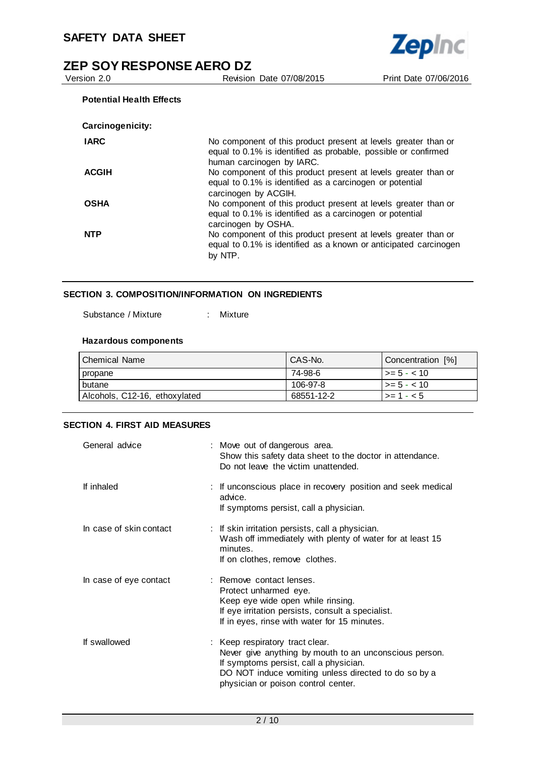### Potential Health Effects

**Carcinogenicity:**

| | |
|---|---|
| **IARC** | No component of this product present at levels greater than or equal to 0.1% is identified as probable, possible or confirmed human carcinogen by IARC. |
| **ACGIH** | No component of this product present at levels greater than or equal to 0.1% is identified as a carcinogen or potential carcinogen by ACGIH. |
| **OSHA** | No component of this product present at levels greater than or equal to 0.1% is identified as a carcinogen or potential carcinogen by OSHA. |
| **NTP** | No component of this product present at levels greater than or equal to 0.1% is identified as a known or anticipated carcinogen by NTP. |

## SECTION 3. COMPOSITION/INFORMATION ON INGREDIENTS

Substance / Mixture : Mixture

### Hazardous components

| Chemical Name | CAS-No. | Concentration [%] |
|---|---|---|
| propane | 74-98-6 | >= 5 - < 10 |
| butane | 106-97-8 | >= 5 - < 10 |
| Alcohols, C12-16, ethoxylated | 68551-12-2 | >= 1 - < 5 |

## SECTION 4. FIRST AID MEASURES

General advice : Move out of dangerous area.
Show this safety data sheet to the doctor in attendance.
Do not leave the victim unattended.

If inhaled : If unconscious place in recovery position and seek medical advice.
If symptoms persist, call a physician.

In case of skin contact : If skin irritation persists, call a physician.
Wash off immediately with plenty of water for at least 15 minutes.
If on clothes, remove clothes.

In case of eye contact : Remove contact lenses.
Protect unharmed eye.
Keep eye wide open while rinsing.
If eye irritation persists, consult a specialist.
If in eyes, rinse with water for 15 minutes.

If swallowed : Keep respiratory tract clear.
Never give anything by mouth to an unconscious person.
If symptoms persist, call a physician.
DO NOT induce vomiting unless directed to do so by a physician or poison control center.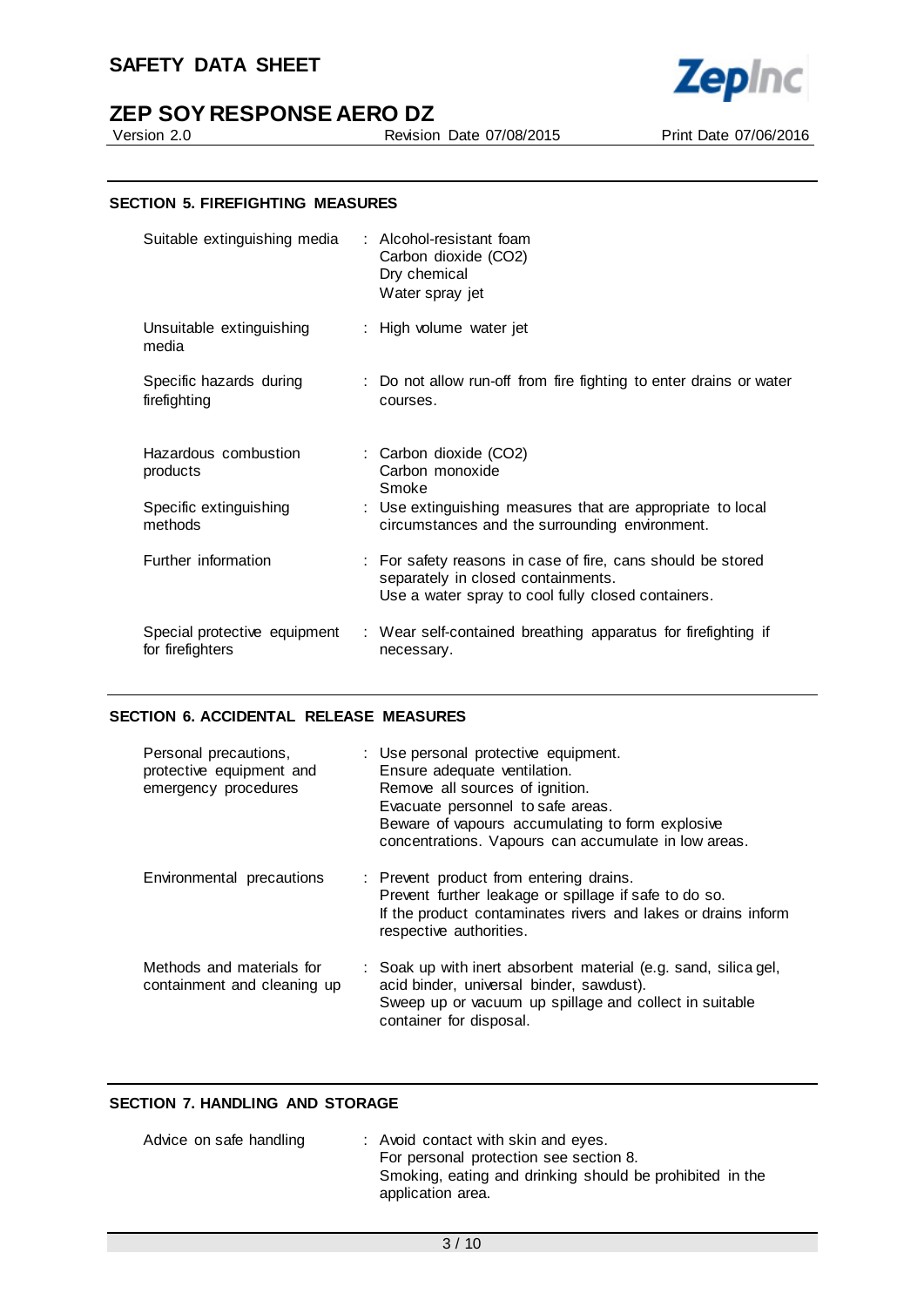## SECTION 5. FIREFIGHTING MEASURES

| | |
|---|---|
| Suitable extinguishing media | : Alcohol-resistant foam<br>Carbon dioxide ($CO_2$)<br>Dry chemical<br>Water spray jet |
| Unsuitable extinguishing media | : High volume water jet |
| Specific hazards during firefighting | : Do not allow run-off from fire fighting to enter drains or water courses. |
| Hazardous combustion products | : Carbon dioxide ($CO_2$)<br>Carbon monoxide<br>Smoke |
| Specific extinguishing methods | : Use extinguishing measures that are appropriate to local circumstances and the surrounding environment. |
| Further information | : For safety reasons in case of fire, cans should be stored separately in closed containments.<br>Use a water spray to cool fully closed containers. |
| Special protective equipment for firefighters | : Wear self-contained breathing apparatus for firefighting if necessary. |

## SECTION 6. ACCIDENTAL RELEASE MEASURES

| | |
|---|---|
| Personal precautions, protective equipment and emergency procedures | : Use personal protective equipment.<br>Ensure adequate ventilation.<br>Remove all sources of ignition.<br>Evacuate personnel to safe areas.<br>Beware of vapours accumulating to form explosive concentrations. Vapours can accumulate in low areas. |
| Environmental precautions | : Prevent product from entering drains.<br>Prevent further leakage or spillage if safe to do so.<br>If the product contaminates rivers and lakes or drains inform respective authorities. |
| Methods and materials for containment and cleaning up | : Soak up with inert absorbent material (e.g. sand, silica gel, acid binder, universal binder, sawdust).<br>Sweep up or vacuum up spillage and collect in suitable container for disposal. |

## SECTION 7. HANDLING AND STORAGE

| | |
|---|---|
| Advice on safe handling | : Avoid contact with skin and eyes.<br>For personal protection see section 8.<br>Smoking, eating and drinking should be prohibited in the application area. |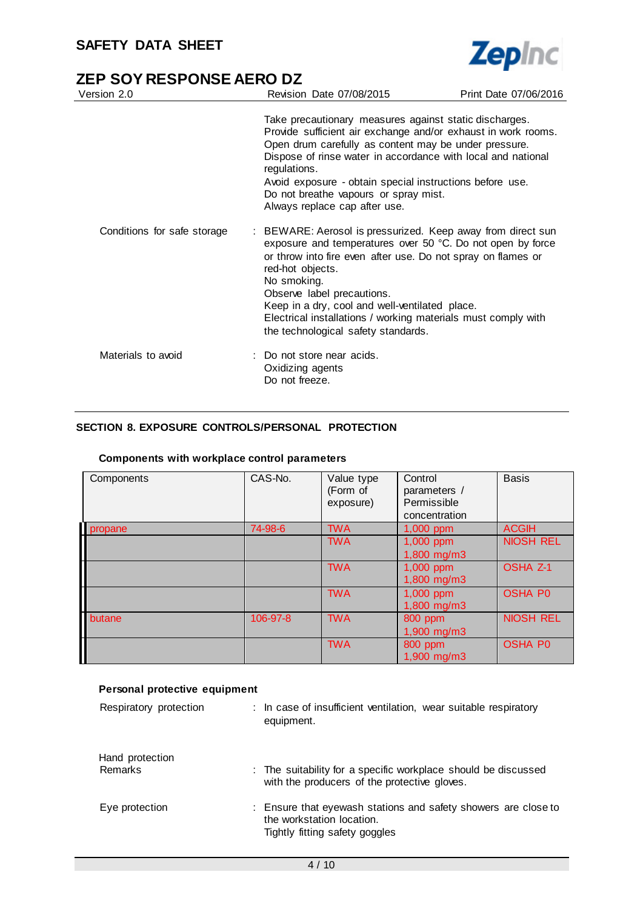Take precautionary measures against static discharges.
Provide sufficient air exchange and/or exhaust in work rooms.
Open drum carefully as content may be under pressure.
Dispose of rinse water in accordance with local and national regulations.
Avoid exposure - obtain special instructions before use.
Do not breathe vapours or spray mist.
Always replace cap after use.

Conditions for safe storage : BEWARE: Aerosol is pressurized. Keep away from direct sun exposure and temperatures over 50 °C. Do not open by force or throw into fire even after use. Do not spray on flames or red-hot objects.
No smoking.
Observe label precautions.
Keep in a dry, cool and well-ventilated place.
Electrical installations / working materials must comply with the technological safety standards.

Materials to avoid : Do not store near acids.
Oxidizing agents
Do not freeze.

## SECTION 8. EXPOSURE CONTROLS/PERSONAL PROTECTION

### Components with workplace control parameters

| Components | CAS-No. | Value type (Form of exposure) | Control parameters / Permissible concentration | Basis |
|---|---|---|---|---|
| propane | 74-98-6 | TWA | 1,000 ppm | ACGIH |
| | | TWA | 1,000 ppm 1,800 mg/m3 | NIOSH REL |
| | | TWA | 1,000 ppm 1,800 mg/m3 | OSHA Z-1 |
| | | TWA | 1,000 ppm 1,800 mg/m3 | OSHA P0 |
| butane | 106-97-8 | TWA | 800 ppm 1,900 mg/m3 | NIOSH REL |
| | | TWA | 800 ppm 1,900 mg/m3 | OSHA P0 |

### Personal protective equipment

Respiratory protection : In case of insufficient ventilation, wear suitable respiratory equipment.

Hand protection
Remarks : The suitability for a specific workplace should be discussed with the producers of the protective gloves.

Eye protection : Ensure that eyewash stations and safety showers are close to the workstation location.
Tightly fitting safety goggles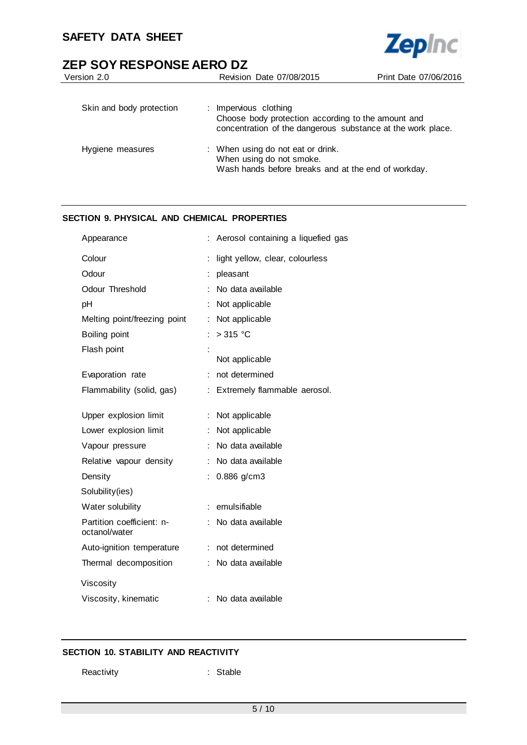| | |
|---|---|
| Skin and body protection | : Impervious clothing<br>Choose body protection according to the amount and concentration of the dangerous substance at the work place. |
| Hygiene measures | : When using do not eat or drink.<br>When using do not smoke.<br>Wash hands before breaks and at the end of workday. |

## SECTION 9. PHYSICAL AND CHEMICAL PROPERTIES

| | |
|---|---|
| Appearance | : Aerosol containing a liquefied gas |
| Colour | : light yellow, clear, colourless |
| Odour | : pleasant |
| Odour Threshold | : No data available |
| pH | : Not applicable |
| Melting point/freezing point | : Not applicable |
| Boiling point | : > 315 °C |
| Flash point | : Not applicable |
| Evaporation rate | : not determined |
| Flammability (solid, gas) | : Extremely flammable aerosol. |
| Upper explosion limit | : Not applicable |
| Lower explosion limit | : Not applicable |
| Vapour pressure | : No data available |
| Relative vapour density | : No data available |
| Density | : 0.886 g/cm3 |
| Solubility(ies) | |
| Water solubility | : emulsifiable |
| Partition coefficient: n-octanol/water | : No data available |
| Auto-ignition temperature | : not determined |
| Thermal decomposition | : No data available |
| Viscosity | |
| Viscosity, kinematic | : No data available |

## SECTION 10. STABILITY AND REACTIVITY

| | |
|---|---|
| Reactivity | : Stable |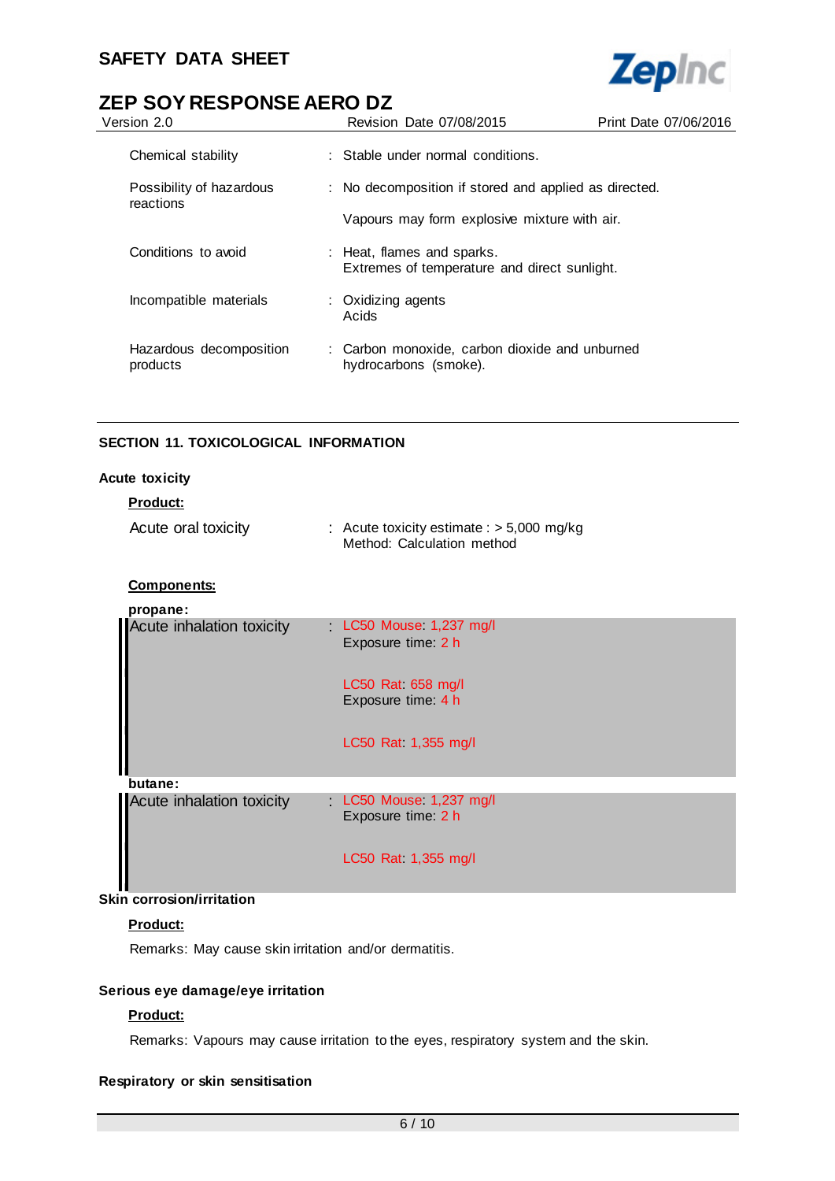| | |
|---|---|
| Chemical stability | : Stable under normal conditions. |
| Possibility of hazardous reactions | : No decomposition if stored and applied as directed.<br><br>Vapours may form explosive mixture with air. |
| Conditions to avoid | : Heat, flames and sparks.<br>Extremes of temperature and direct sunlight. |
| Incompatible materials | : Oxidizing agents<br>Acids |
| Hazardous decomposition products | : Carbon monoxide, carbon dioxide and unburned hydrocarbons (smoke). |

## SECTION 11. TOXICOLOGICAL INFORMATION

### Acute toxicity

**Product:**

| | |
|---|---|
| Acute oral toxicity | : Acute toxicity estimate : > 5,000 mg/kg<br>Method: Calculation method |

**Components:**

**propane:**

| | |
|---|---|
| Acute inhalation toxicity | : LC50 Mouse: 1,237 mg/l<br>Exposure time: 2 h<br><br>LC50 Rat: 658 mg/l<br>Exposure time: 4 h<br><br>LC50 Rat: 1,355 mg/l |

**butane:**

| | |
|---|---|
| Acute inhalation toxicity | : LC50 Mouse: 1,237 mg/l<br>Exposure time: 2 h<br><br>LC50 Rat: 1,355 mg/l |

### Skin corrosion/irritation

**Product:**

Remarks: May cause skin irritation and/or dermatitis.

### Serious eye damage/eye irritation

**Product:**

Remarks: Vapours may cause irritation to the eyes, respiratory system and the skin.

### Respiratory or skin sensitisation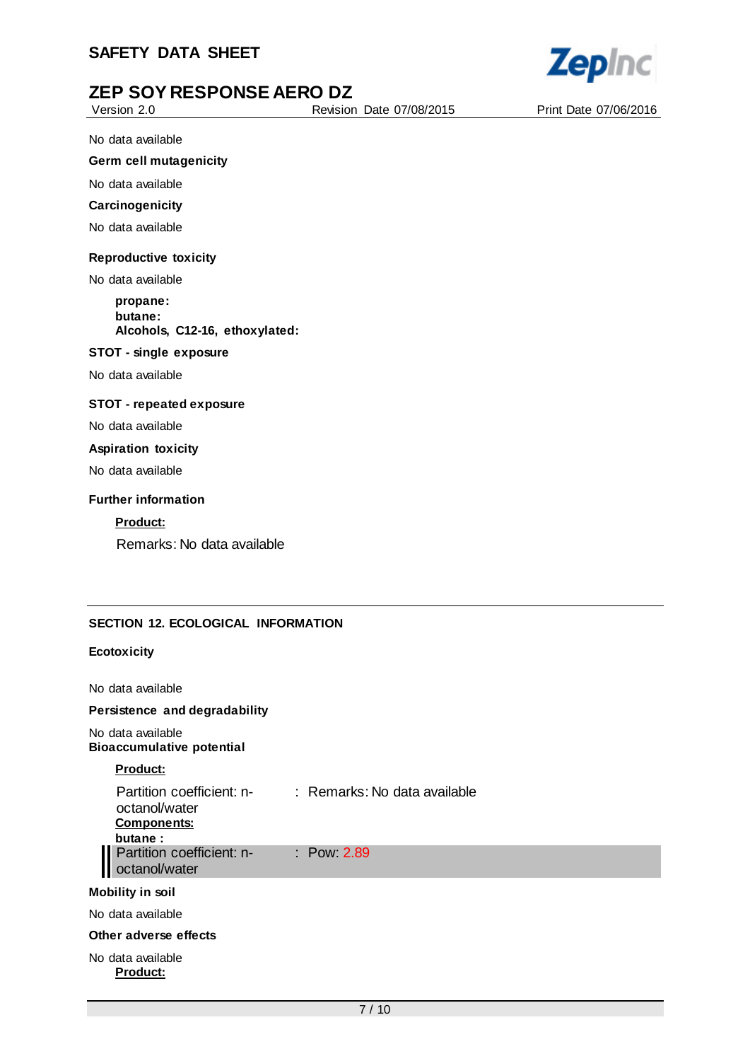No data available

**Germ cell mutagenicity**

No data available

**Carcinogenicity**

No data available

**Reproductive toxicity**

No data available

**propane:**
**butane:**
**Alcohols, C12-16, ethoxylated:**

**STOT - single exposure**

No data available

**STOT - repeated exposure**

No data available

**Aspiration toxicity**

No data available

**Further information**

**Product:**

Remarks: No data available

## SECTION 12. ECOLOGICAL INFORMATION

**Ecotoxicity**

No data available

**Persistence and degradability**

No data available

**Bioaccumulative potential**

**Product:**

Partition coefficient: n-octanol/water : Remarks: No data available

**Components:**

**butane :**

Partition coefficient: n-octanol/water : Pow: 2.89

**Mobility in soil**

No data available

**Other adverse effects**

No data available

**Product:**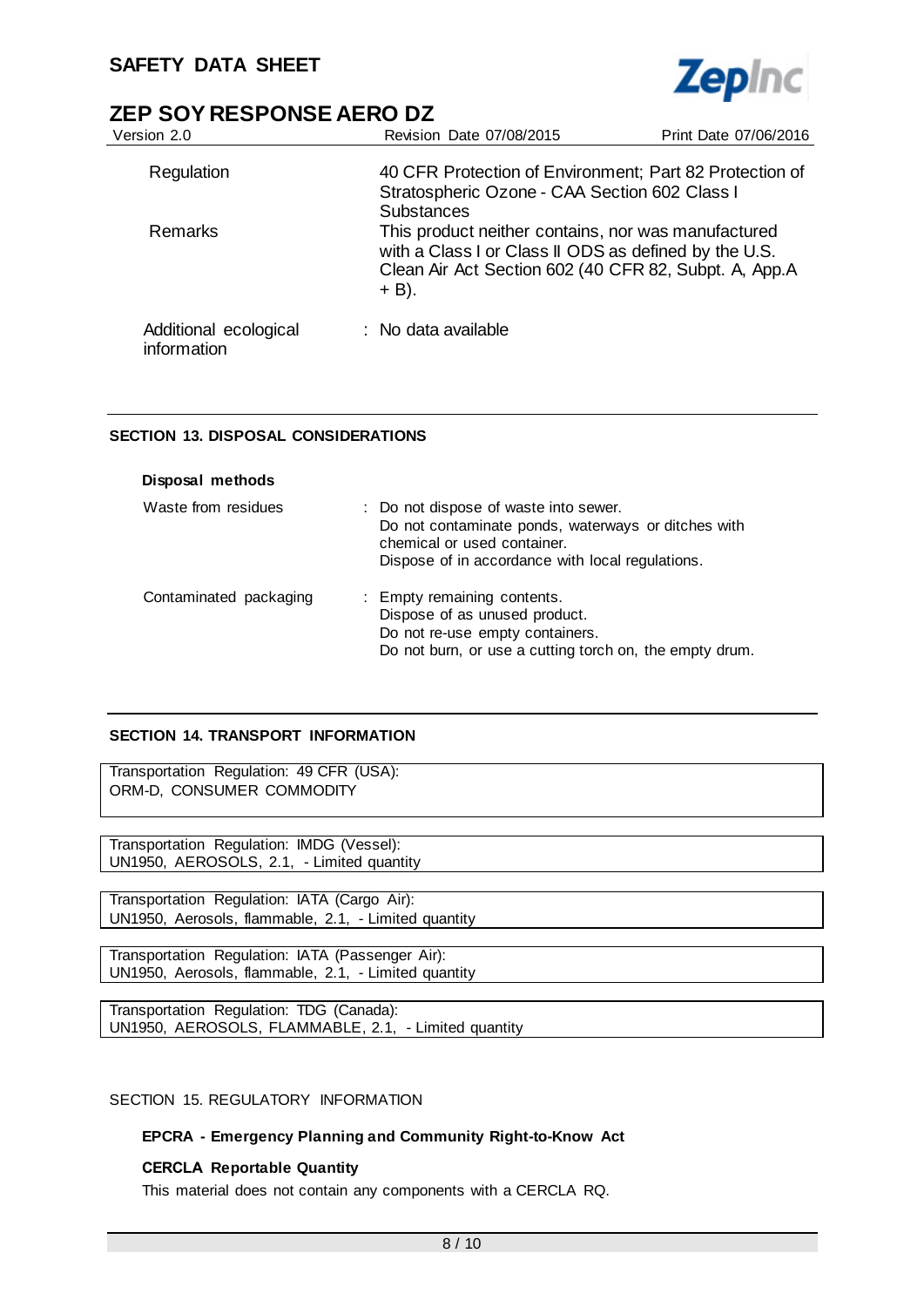| | |
|---|---|
| Regulation | 40 CFR Protection of Environment; Part 82 Protection of Stratospheric Ozone - CAA Section 602 Class I Substances |
| Remarks | This product neither contains, nor was manufactured with a Class I or Class II ODS as defined by the U.S. Clean Air Act Section 602 (40 CFR 82, Subpt. A, App.A + B). |

Additional ecological information : No data available

## SECTION 13. DISPOSAL CONSIDERATIONS

**Disposal methods**

| | |
|---|---|
| Waste from residues | : Do not dispose of waste into sewer.<br>Do not contaminate ponds, waterways or ditches with chemical or used container.<br>Dispose of in accordance with local regulations. |
| Contaminated packaging | : Empty remaining contents.<br>Dispose of as unused product.<br>Do not re-use empty containers.<br>Do not burn, or use a cutting torch on, the empty drum. |

## SECTION 14. TRANSPORT INFORMATION

Transportation Regulation: 49 CFR (USA):
ORM-D, CONSUMER COMMODITY

Transportation Regulation: IMDG (Vessel):
UN1950, AEROSOLS, 2.1, - Limited quantity

Transportation Regulation: IATA (Cargo Air):
UN1950, Aerosols, flammable, 2.1, - Limited quantity

Transportation Regulation: IATA (Passenger Air):
UN1950, Aerosols, flammable, 2.1, - Limited quantity

Transportation Regulation: TDG (Canada):
UN1950, AEROSOLS, FLAMMABLE, 2.1, - Limited quantity

## SECTION 15. REGULATORY INFORMATION

**EPCRA - Emergency Planning and Community Right-to-Know Act**

**CERCLA Reportable Quantity**

This material does not contain any components with a CERCLA RQ.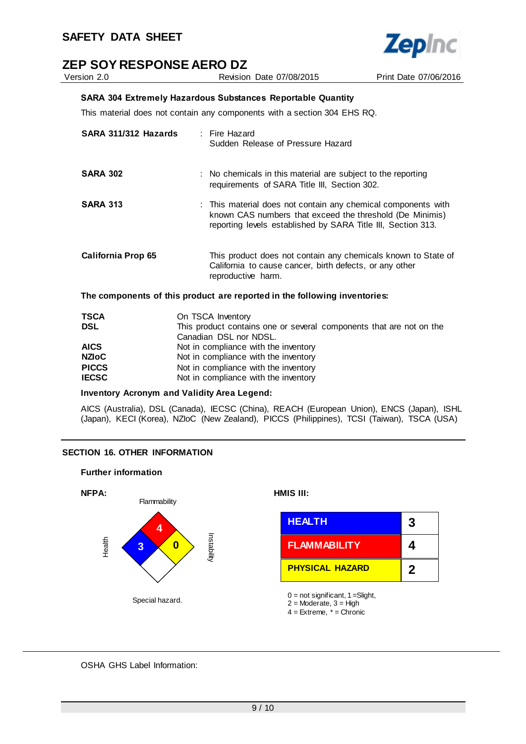**SARA 304 Extremely Hazardous Substances Reportable Quantity**

This material does not contain any components with a section 304 EHS RQ.

| | |
|---|---|
| **SARA 311/312 Hazards** | : Fire Hazard<br>Sudden Release of Pressure Hazard |
| **SARA 302** | : No chemicals in this material are subject to the reporting requirements of SARA Title III, Section 302. |
| **SARA 313** | : This material does not contain any chemical components with known CAS numbers that exceed the threshold (De Minimis) reporting levels established by SARA Title III, Section 313. |
| **California Prop 65** | This product does not contain any chemicals known to State of California to cause cancer, birth defects, or any other reproductive harm. |

**The components of this product are reported in the following inventories:**

| | |
|---|---|
| **TSCA** | On TSCA Inventory |
| **DSL** | This product contains one or several components that are not on the Canadian DSL nor NDSL. |
| **AICS** | Not in compliance with the inventory |
| **NZIoC** | Not in compliance with the inventory |
| **PICCS** | Not in compliance with the inventory |
| **IECSC** | Not in compliance with the inventory |

**Inventory Acronym and Validity Area Legend:**

AICS (Australia), DSL (Canada), IECSC (China), REACH (European Union), ENCS (Japan), ISHL (Japan), KECI (Korea), NZIoC (New Zealand), PICCS (Philippines), TCSI (Taiwan), TSCA (USA)

## SECTION 16. OTHER INFORMATION

**Further information**

**NFPA:**

Flammability: 4
Health: 3
Instability: 0
Special hazard.

**HMIS III:**

| | |
|---|---|
| HEALTH | 3 |
| FLAMMABILITY | 4 |
| PHYSICAL HAZARD | 2 |

0 = not significant, 1 =Slight,
2 = Moderate, 3 = High
4 = Extreme, * = Chronic

OSHA GHS Label Information: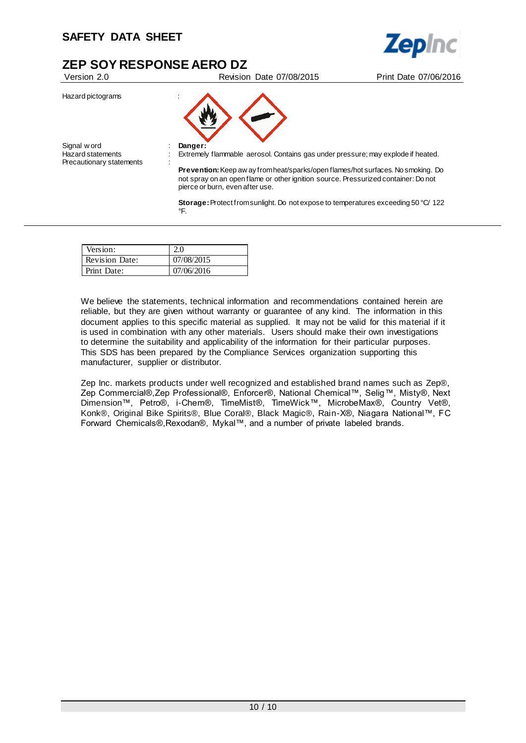Hazard pictograms :

Signal word : **Danger:**

Hazard statements : Extremely flammable aerosol. Contains gas under pressure; may explode if heated.

Precautionary statements :

**Prevention:** Keep away from heat/sparks/open flames/hot surfaces. No smoking. Do not spray on an open flame or other ignition source. Pressurized container: Do not pierce or burn, even after use.

**Storage:** Protect from sunlight. Do not expose to temperatures exceeding 50 °C/ 122 °F.

| | |
|---|---|
| Version: | 2.0 |
| Revision Date: | 07/08/2015 |
| Print Date: | 07/06/2016 |

We believe the statements, technical information and recommendations contained herein are reliable, but they are given without warranty or guarantee of any kind. The information in this document applies to this specific material as supplied. It may not be valid for this material if it is used in combination with any other materials. Users should make their own investigations to determine the suitability and applicability of the information for their particular purposes. This SDS has been prepared by the Compliance Services organization supporting this manufacturer, supplier or distributor.

Zep Inc. markets products under well recognized and established brand names such as Zep®, Zep Commercial®,Zep Professional®, Enforcer®, National Chemical™, Selig™, Misty®, Next Dimension™, Petro®, i-Chem®, TimeMist®, TimeWick™, MicrobeMax®, Country Vet®, Konk®, Original Bike Spirits®, Blue Coral®, Black Magic®, Rain-X®, Niagara National™, FC Forward Chemicals®,Rexodan®, Mykal™, and a number of private labeled brands.